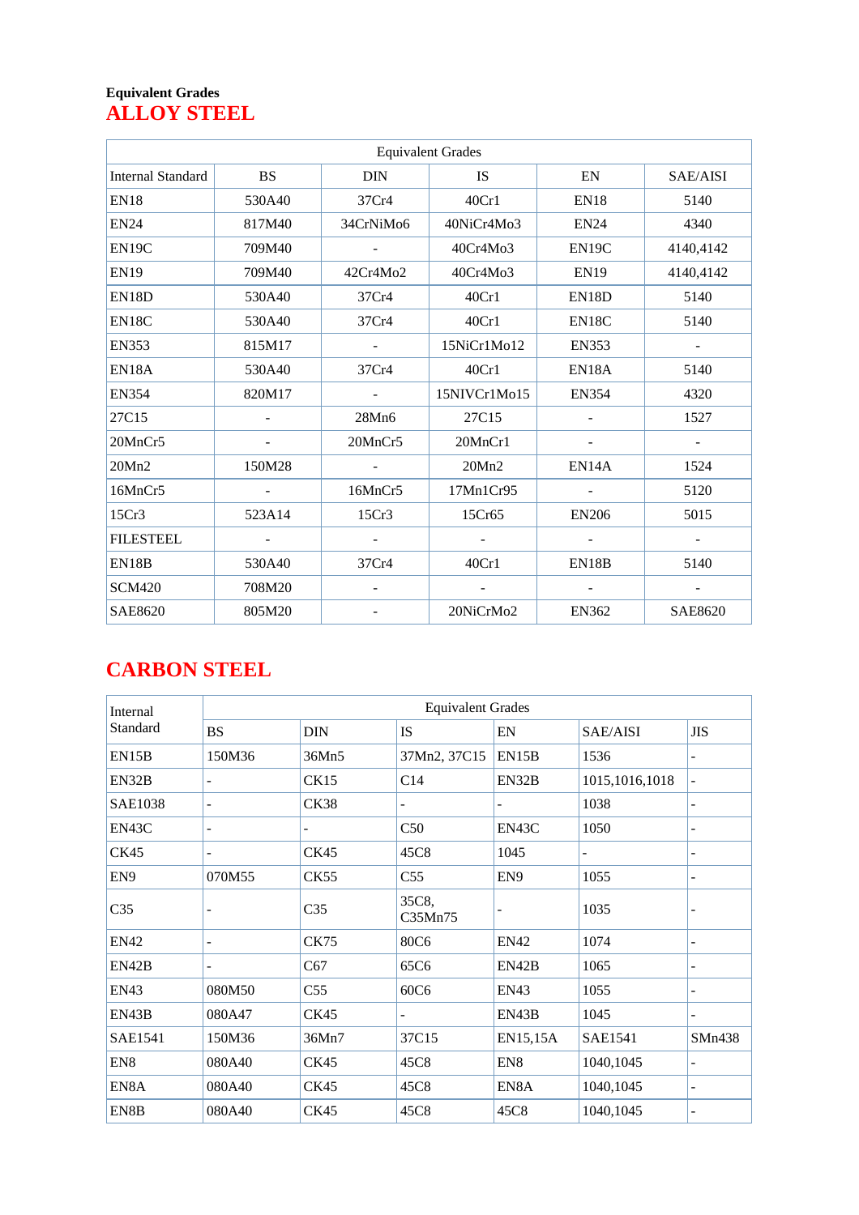**Equivalent Grades**

# ALLOY STEEL

| Equivalent Grades | | | | | |
|---|---|---|---|---|---|
| Internal Standard | BS | DIN | IS | EN | SAE/AISI |
| EN18 | 530A40 | 37Cr4 | 40Cr1 | EN18 | 5140 |
| EN24 | 817M40 | 34CrNiMo6 | 40NiCr4Mo3 | EN24 | 4340 |
| EN19C | 709M40 | - | 40Cr4Mo3 | EN19C | 4140,4142 |
| EN19 | 709M40 | 42Cr4Mo2 | 40Cr4Mo3 | EN19 | 4140,4142 |
| EN18D | 530A40 | 37Cr4 | 40Cr1 | EN18D | 5140 |
| EN18C | 530A40 | 37Cr4 | 40Cr1 | EN18C | 5140 |
| EN353 | 815M17 | - | 15NiCr1Mo12 | EN353 | - |
| EN18A | 530A40 | 37Cr4 | 40Cr1 | EN18A | 5140 |
| EN354 | 820M17 | - | 15NIVCr1Mo15 | EN354 | 4320 |
| 27C15 | - | 28Mn6 | 27C15 | - | 1527 |
| 20MnCr5 | - | 20MnCr5 | 20MnCr1 | - | - |
| 20Mn2 | 150M28 | - | 20Mn2 | EN14A | 1524 |
| 16MnCr5 | - | 16MnCr5 | 17Mn1Cr95 | - | 5120 |
| 15Cr3 | 523A14 | 15Cr3 | 15Cr65 | EN206 | 5015 |
| FILESTEEL | - | - | - | - | - |
| EN18B | 530A40 | 37Cr4 | 40Cr1 | EN18B | 5140 |
| SCM420 | 708M20 | - | - | - | - |
| SAE8620 | 805M20 | - | 20NiCrMo2 | EN362 | SAE8620 |

# CARBON STEEL

| Internal Standard | Equivalent Grades | | | | | |
|---|---|---|---|---|---|---|
| | BS | DIN | IS | EN | SAE/AISI | JIS |
| EN15B | 150M36 | 36Mn5 | 37Mn2, 37C15 | EN15B | 1536 | - |
| EN32B | - | CK15 | C14 | EN32B | 1015,1016,1018 | - |
| SAE1038 | - | CK38 | - | - | 1038 | - |
| EN43C | - | - | C50 | EN43C | 1050 | - |
| CK45 | - | CK45 | 45C8 | 1045 | - | - |
| EN9 | 070M55 | CK55 | C55 | EN9 | 1055 | - |
| C35 | - | C35 | 35C8, C35Mn75 | - | 1035 | - |
| EN42 | - | CK75 | 80C6 | EN42 | 1074 | - |
| EN42B | - | C67 | 65C6 | EN42B | 1065 | - |
| EN43 | 080M50 | C55 | 60C6 | EN43 | 1055 | - |
| EN43B | 080A47 | CK45 | - | EN43B | 1045 | - |
| SAE1541 | 150M36 | 36Mn7 | 37C15 | EN15,15A | SAE1541 | SMn438 |
| EN8 | 080A40 | CK45 | 45C8 | EN8 | 1040,1045 | - |
| EN8A | 080A40 | CK45 | 45C8 | EN8A | 1040,1045 | - |
| EN8B | 080A40 | CK45 | 45C8 | 45C8 | 1040,1045 | - |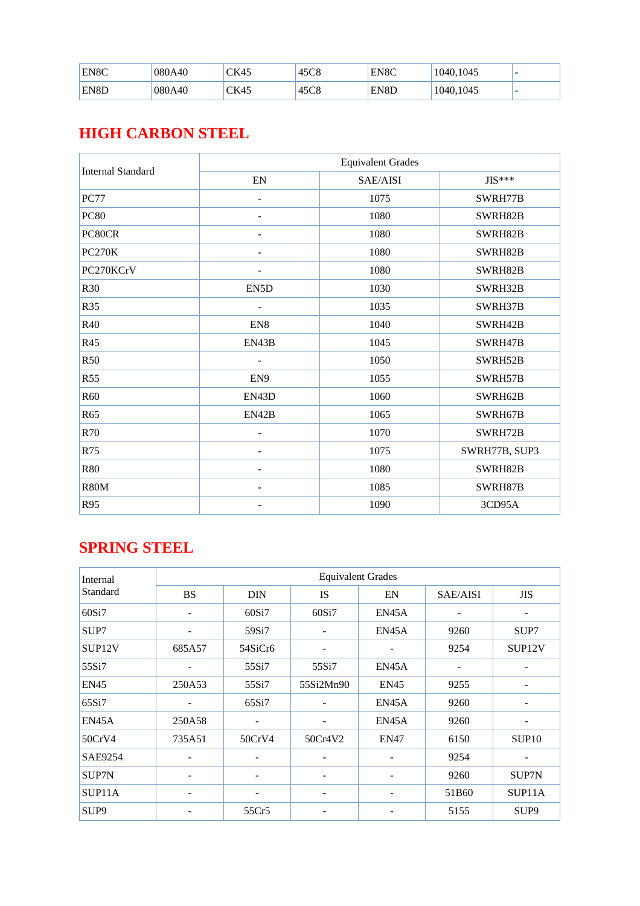| EN8C | 080A40 | CK45 | 45C8 | EN8C | 1040,1045 | - |
|---|---|---|---|---|---|---|
| EN8D | 080A40 | CK45 | 45C8 | EN8D | 1040,1045 | - |

## HIGH CARBON STEEL

| Internal Standard | Equivalent Grades | | |
|---|---|---|---|
| | EN | SAE/AISI | JIS*** |
| PC77 | - | 1075 | SWRH77B |
| PC80 | - | 1080 | SWRH82B |
| PC80CR | - | 1080 | SWRH82B |
| PC270K | - | 1080 | SWRH82B |
| PC270KCrV | - | 1080 | SWRH82B |
| R30 | EN5D | 1030 | SWRH32B |
| R35 | - | 1035 | SWRH37B |
| R40 | EN8 | 1040 | SWRH42B |
| R45 | EN43B | 1045 | SWRH47B |
| R50 | - | 1050 | SWRH52B |
| R55 | EN9 | 1055 | SWRH57B |
| R60 | EN43D | 1060 | SWRH62B |
| R65 | EN42B | 1065 | SWRH67B |
| R70 | - | 1070 | SWRH72B |
| R75 | - | 1075 | SWRH77B, SUP3 |
| R80 | - | 1080 | SWRH82B |
| R80M | - | 1085 | SWRH87B |
| R95 | - | 1090 | 3CD95A |

## SPRING STEEL

| Internal Standard | Equivalent Grades | | | | | |
|---|---|---|---|---|---|---|
| | BS | DIN | IS | EN | SAE/AISI | JIS |
| 60Si7 | - | 60Si7 | 60Si7 | EN45A | - | - |
| SUP7 | - | 59Si7 | - | EN45A | 9260 | SUP7 |
| SUP12V | 685A57 | 54SiCr6 | - | - | 9254 | SUP12V |
| 55Si7 | - | 55Si7 | 55Si7 | EN45A | - | - |
| EN45 | 250A53 | 55Si7 | 55Si2Mn90 | EN45 | 9255 | - |
| 65Si7 | - | 65Si7 | - | EN45A | 9260 | - |
| EN45A | 250A58 | - | - | EN45A | 9260 | - |
| 50CrV4 | 735A51 | 50CrV4 | 50Cr4V2 | EN47 | 6150 | SUP10 |
| SAE9254 | - | - | - | - | 9254 | - |
| SUP7N | - | - | - | - | 9260 | SUP7N |
| SUP11A | - | - | - | - | 51B60 | SUP11A |
| SUP9 | - | 55Cr5 | - | - | 5155 | SUP9 |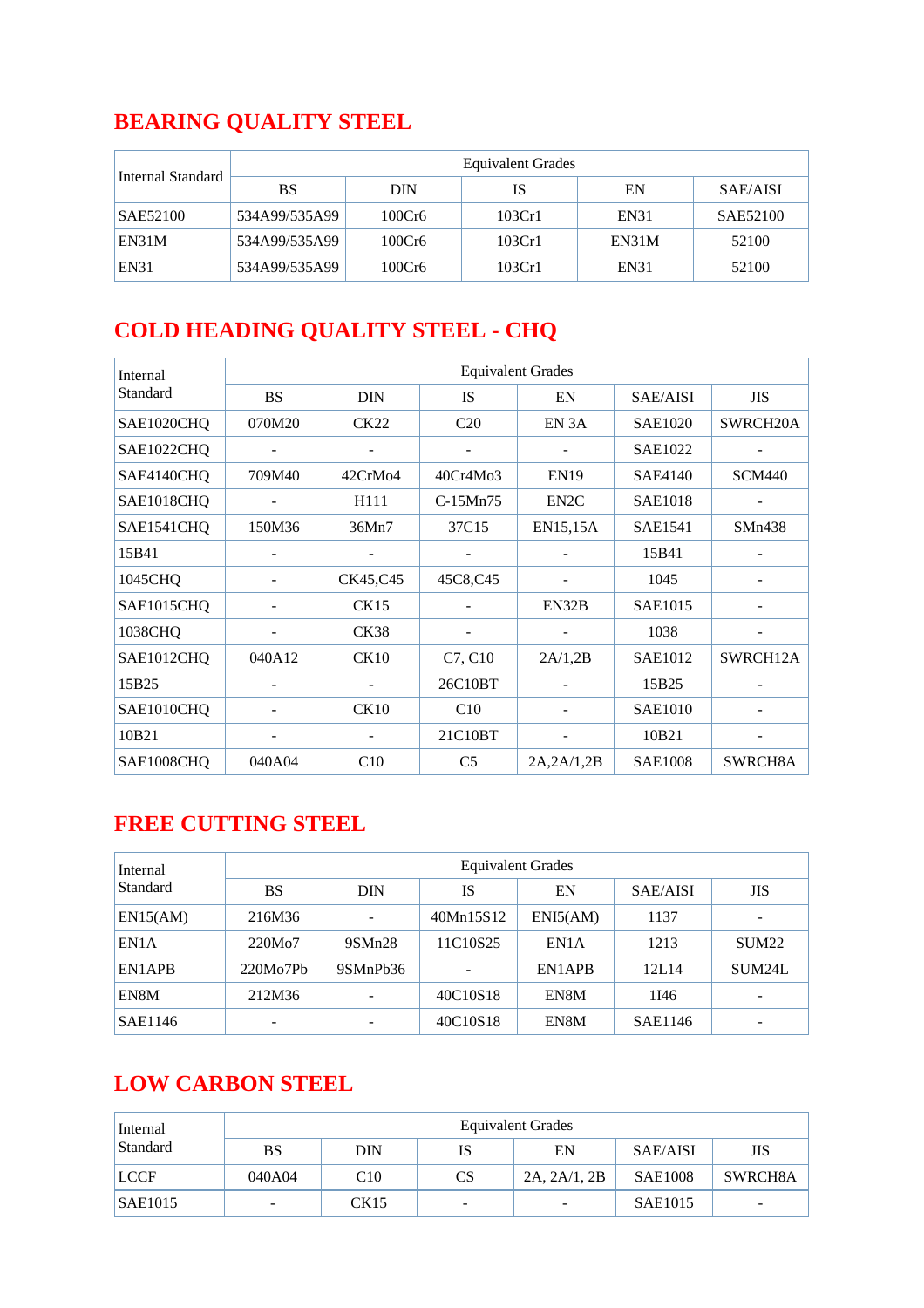## BEARING QUALITY STEEL

| Internal Standard | Equivalent Grades | | | | |
|---|---|---|---|---|---|
| | BS | DIN | IS | EN | SAE/AISI |
| SAE52100 | 534A99/535A99 | 100Cr6 | 103Cr1 | EN31 | SAE52100 |
| EN31M | 534A99/535A99 | 100Cr6 | 103Cr1 | EN31M | 52100 |
| EN31 | 534A99/535A99 | 100Cr6 | 103Cr1 | EN31 | 52100 |

## COLD HEADING QUALITY STEEL - CHQ

| Internal Standard | Equivalent Grades | | | | | |
|---|---|---|---|---|---|---|
| | BS | DIN | IS | EN | SAE/AISI | JIS |
| SAE1020CHQ | 070M20 | CK22 | C20 | EN 3A | SAE1020 | SWRCH20A |
| SAE1022CHQ | - | - | - | - | SAE1022 | - |
| SAE4140CHQ | 709M40 | 42CrMo4 | 40Cr4Mo3 | EN19 | SAE4140 | SCM440 |
| SAE1018CHQ | - | H111 | C-15Mn75 | EN2C | SAE1018 | - |
| SAE1541CHQ | 150M36 | 36Mn7 | 37C15 | EN15,15A | SAE1541 | SMn438 |
| 15B41 | - | - | - | - | 15B41 | - |
| 1045CHQ | - | CK45,C45 | 45C8,C45 | - | 1045 | - |
| SAE1015CHQ | - | CK15 | - | EN32B | SAE1015 | - |
| 1038CHQ | - | CK38 | - | - | 1038 | - |
| SAE1012CHQ | 040A12 | CK10 | C7, C10 | 2A/1,2B | SAE1012 | SWRCH12A |
| 15B25 | - | - | 26C10BT | - | 15B25 | - |
| SAE1010CHQ | - | CK10 | C10 | - | SAE1010 | - |
| 10B21 | - | - | 21C10BT | - | 10B21 | - |
| SAE1008CHQ | 040A04 | C10 | C5 | 2A,2A/1,2B | SAE1008 | SWRCH8A |

## FREE CUTTING STEEL

| Internal Standard | Equivalent Grades | | | | | |
|---|---|---|---|---|---|---|
| | BS | DIN | IS | EN | SAE/AISI | JIS |
| EN15(AM) | 216M36 | - | 40Mn15S12 | ENI5(AM) | 1137 | - |
| EN1A | 220Mo7 | 9SMn28 | 11C10S25 | EN1A | 1213 | SUM22 |
| EN1APB | 220Mo7Pb | 9SMnPb36 | - | EN1APB | 12L14 | SUM24L |
| EN8M | 212M36 | - | 40C10S18 | EN8M | 1I46 | - |
| SAE1146 | - | - | 40C10S18 | EN8M | SAE1146 | - |

## LOW CARBON STEEL

| Internal Standard | Equivalent Grades | | | | | |
|---|---|---|---|---|---|---|
| | BS | DIN | IS | EN | SAE/AISI | JIS |
| LCCF | 040A04 | C10 | CS | 2A, 2A/1, 2B | SAE1008 | SWRCH8A |
| SAE1015 | - | CK15 | - | - | SAE1015 | - |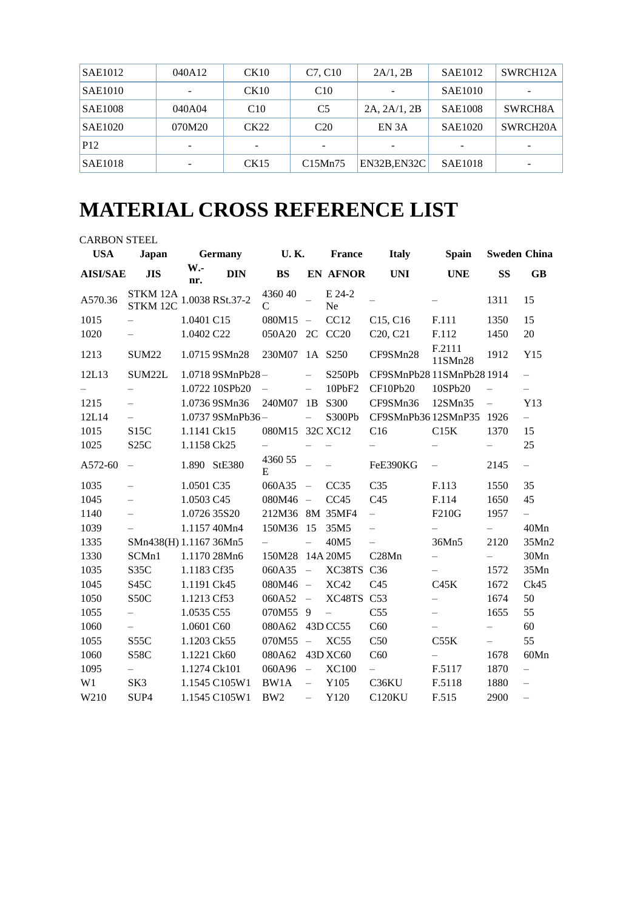| | | | | | | |
|---|---|---|---|---|---|---|
| SAE1012 | 040A12 | CK10 | C7, C10 | 2A/1, 2B | SAE1012 | SWRCH12A |
| SAE1010 | - | CK10 | C10 | - | SAE1010 | - |
| SAE1008 | 040A04 | C10 | C5 | 2A, 2A/1, 2B | SAE1008 | SWRCH8A |
| SAE1020 | 070M20 | CK22 | C20 | EN 3A | SAE1020 | SWRCH20A |
| P12 | - | - | - | - | - | - |
| SAE1018 | - | CK15 | C15Mn75 | EN32B,EN32C | SAE1018 | - |

# MATERIAL CROSS REFERENCE LIST

CARBON STEEL

| USA | Japan | Germany | | U. K. | | France | Italy | Spain | Sweden | China |
|---|---|---|---|---|---|---|---|---|---|---|
| **AISI/SAE** | **JIS** | **W.-nr.** | **DIN** | **BS** | **EN** | **AFNOR** | **UNI** | **UNE** | **SS** | **GB** |
| A570.36 | STKM 12A STKM 12C | 1.0038 | RSt.37-2 | 4360 40 C | – | E 24-2 Ne | – | – | 1311 | 15 |
| 1015 | – | 1.0401 | C15 | 080M15 | – | CC12 | C15, C16 | F.111 | 1350 | 15 |
| 1020 | – | 1.0402 | C22 | 050A20 | 2C | CC20 | C20, C21 | F.112 | 1450 | 20 |
| 1213 | SUM22 | 1.0715 | 9SMn28 | 230M07 | 1A | S250 | CF9SMn28 | F.2111 11SMn28 | 1912 | Y15 |
| 12L13 | SUM22L | 1.0718 | 9SMnPb28 | – | – | S250Pb | CF9SMnPb28 | 11SMnPb28 | 1914 | – |
| – | – | 1.0722 | 10SPb20 | – | – | 10PbF2 | CF10Pb20 | 10SPb20 | – | – |
| 1215 | – | 1.0736 | 9SMn36 | 240M07 | 1B | S300 | CF9SMn36 | 12SMn35 | – | Y13 |
| 12L14 | – | 1.0737 | 9SMnPb36 | – | – | S300Pb | CF9SMnPb36 | 12SMnP35 | 1926 | – |
| 1015 | S15C | 1.1141 | Ck15 | 080M15 | 32C | XC12 | C16 | C15K | 1370 | 15 |
| 1025 | S25C | 1.1158 | Ck25 | – | – | – | – | – | – | 25 |
| A572-60 | – | 1.890 | StE380 | 4360 55 E | – | – | FeE390KG | – | 2145 | – |
| 1035 | – | 1.0501 | C35 | 060A35 | – | CC35 | C35 | F.113 | 1550 | 35 |
| 1045 | – | 1.0503 | C45 | 080M46 | – | CC45 | C45 | F.114 | 1650 | 45 |
| 1140 | – | 1.0726 | 35S20 | 212M36 | 8M | 35MF4 | – | F210G | 1957 | – |
| 1039 | – | 1.1157 | 40Mn4 | 150M36 | 15 | 35M5 | – | – | – | 40Mn |
| 1335 | SMn438(H) | 1.1167 | 36Mn5 | – | – | 40M5 | – | 36Mn5 | 2120 | 35Mn2 |
| 1330 | SCMn1 | 1.1170 | 28Mn6 | 150M28 | 14A | 20M5 | C28Mn | – | – | 30Mn |
| 1035 | S35C | 1.1183 | Cf35 | 060A35 | – | XC38TS | C36 | – | 1572 | 35Mn |
| 1045 | S45C | 1.1191 | Ck45 | 080M46 | – | XC42 | C45 | C45K | 1672 | Ck45 |
| 1050 | S50C | 1.1213 | Cf53 | 060A52 | – | XC48TS | C53 | – | 1674 | 50 |
| 1055 | – | 1.0535 | C55 | 070M55 | 9 | – | C55 | – | 1655 | 55 |
| 1060 | – | 1.0601 | C60 | 080A62 | 43D | CC55 | C60 | – | – | 60 |
| 1055 | S55C | 1.1203 | Ck55 | 070M55 | – | XC55 | C50 | C55K | – | 55 |
| 1060 | S58C | 1.1221 | Ck60 | 080A62 | 43D | XC60 | C60 | – | 1678 | 60Mn |
| 1095 | – | 1.1274 | Ck101 | 060A96 | – | XC100 | – | F.5117 | 1870 | – |
| W1 | SK3 | 1.1545 | C105W1 | BW1A | – | Y105 | C36KU | F.5118 | 1880 | – |
| W210 | SUP4 | 1.1545 | C105W1 | BW2 | – | Y120 | C120KU | F.515 | 2900 | – |